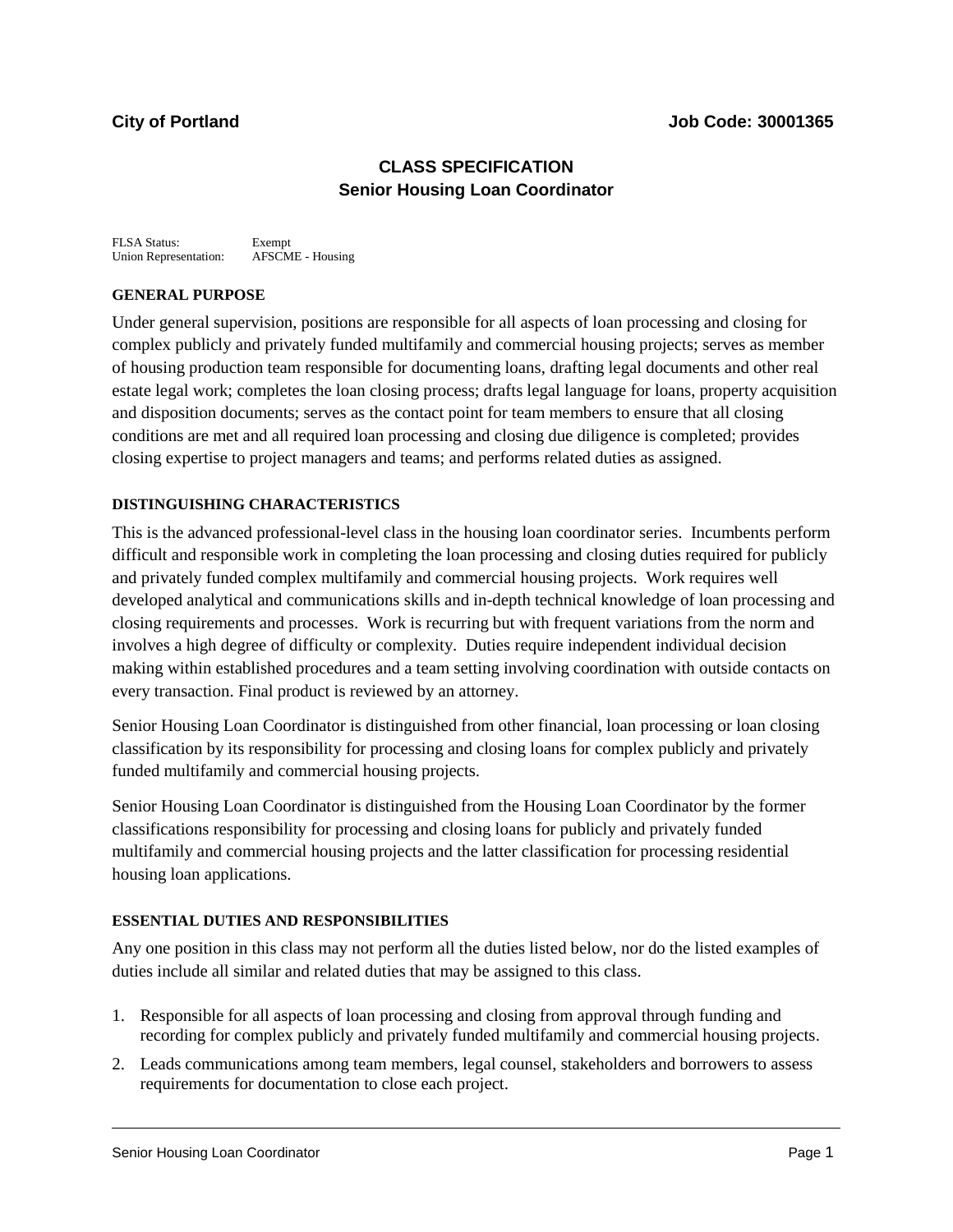**City of Portland** **Job Code: 30001365**

# CLASS SPECIFICATION
## Senior Housing Loan Coordinator

FLSA Status: Exempt
Union Representation: AFSCME - Housing

### GENERAL PURPOSE

Under general supervision, positions are responsible for all aspects of loan processing and closing for complex publicly and privately funded multifamily and commercial housing projects; serves as member of housing production team responsible for documenting loans, drafting legal documents and other real estate legal work; completes the loan closing process; drafts legal language for loans, property acquisition and disposition documents; serves as the contact point for team members to ensure that all closing conditions are met and all required loan processing and closing due diligence is completed; provides closing expertise to project managers and teams; and performs related duties as assigned.

### DISTINGUISHING CHARACTERISTICS

This is the advanced professional-level class in the housing loan coordinator series. Incumbents perform difficult and responsible work in completing the loan processing and closing duties required for publicly and privately funded complex multifamily and commercial housing projects. Work requires well developed analytical and communications skills and in-depth technical knowledge of loan processing and closing requirements and processes. Work is recurring but with frequent variations from the norm and involves a high degree of difficulty or complexity. Duties require independent individual decision making within established procedures and a team setting involving coordination with outside contacts on every transaction. Final product is reviewed by an attorney.

Senior Housing Loan Coordinator is distinguished from other financial, loan processing or loan closing classification by its responsibility for processing and closing loans for complex publicly and privately funded multifamily and commercial housing projects.

Senior Housing Loan Coordinator is distinguished from the Housing Loan Coordinator by the former classifications responsibility for processing and closing loans for publicly and privately funded multifamily and commercial housing projects and the latter classification for processing residential housing loan applications.

### ESSENTIAL DUTIES AND RESPONSIBILITIES

Any one position in this class may not perform all the duties listed below, nor do the listed examples of duties include all similar and related duties that may be assigned to this class.

1. Responsible for all aspects of loan processing and closing from approval through funding and recording for complex publicly and privately funded multifamily and commercial housing projects.
2. Leads communications among team members, legal counsel, stakeholders and borrowers to assess requirements for documentation to close each project.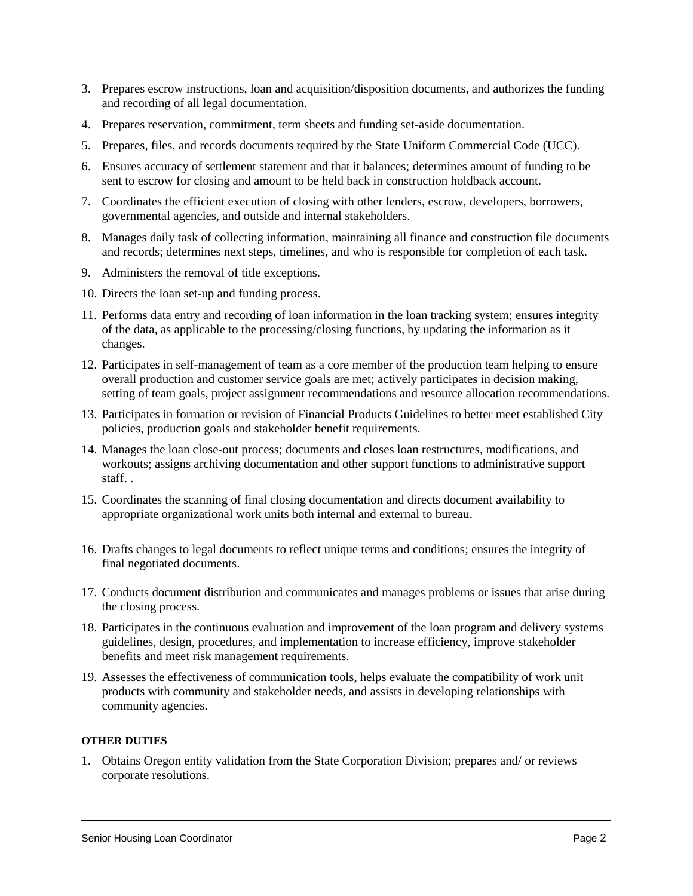3. Prepares escrow instructions, loan and acquisition/disposition documents, and authorizes the funding and recording of all legal documentation.
4. Prepares reservation, commitment, term sheets and funding set-aside documentation.
5. Prepares, files, and records documents required by the State Uniform Commercial Code (UCC).
6. Ensures accuracy of settlement statement and that it balances; determines amount of funding to be sent to escrow for closing and amount to be held back in construction holdback account.
7. Coordinates the efficient execution of closing with other lenders, escrow, developers, borrowers, governmental agencies, and outside and internal stakeholders.
8. Manages daily task of collecting information, maintaining all finance and construction file documents and records; determines next steps, timelines, and who is responsible for completion of each task.
9. Administers the removal of title exceptions.
10. Directs the loan set-up and funding process.
11. Performs data entry and recording of loan information in the loan tracking system; ensures integrity of the data, as applicable to the processing/closing functions, by updating the information as it changes.
12. Participates in self-management of team as a core member of the production team helping to ensure overall production and customer service goals are met; actively participates in decision making, setting of team goals, project assignment recommendations and resource allocation recommendations.
13. Participates in formation or revision of Financial Products Guidelines to better meet established City policies, production goals and stakeholder benefit requirements.
14. Manages the loan close-out process; documents and closes loan restructures, modifications, and workouts; assigns archiving documentation and other support functions to administrative support staff. .
15. Coordinates the scanning of final closing documentation and directs document availability to appropriate organizational work units both internal and external to bureau.
16. Drafts changes to legal documents to reflect unique terms and conditions; ensures the integrity of final negotiated documents.
17. Conducts document distribution and communicates and manages problems or issues that arise during the closing process.
18. Participates in the continuous evaluation and improvement of the loan program and delivery systems guidelines, design, procedures, and implementation to increase efficiency, improve stakeholder benefits and meet risk management requirements.
19. Assesses the effectiveness of communication tools, helps evaluate the compatibility of work unit products with community and stakeholder needs, and assists in developing relationships with community agencies.

**OTHER DUTIES**

1. Obtains Oregon entity validation from the State Corporation Division; prepares and/ or reviews corporate resolutions.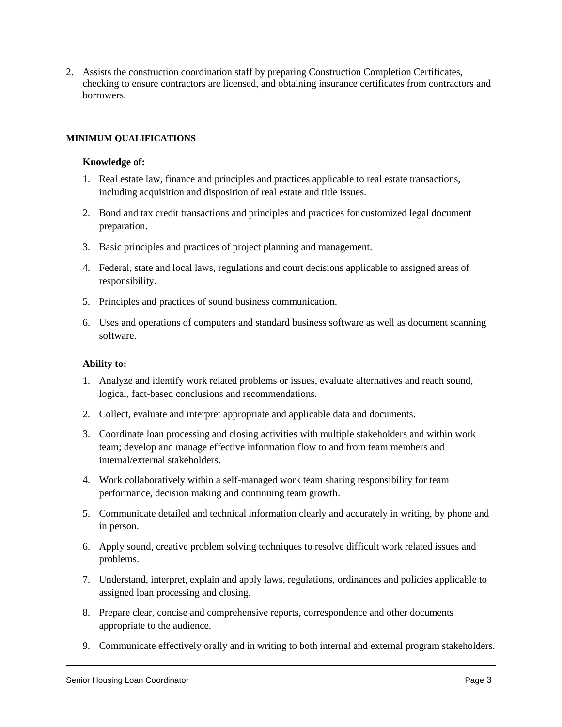2. Assists the construction coordination staff by preparing Construction Completion Certificates, checking to ensure contractors are licensed, and obtaining insurance certificates from contractors and borrowers.

## MINIMUM QUALIFICATIONS

### Knowledge of:

1. Real estate law, finance and principles and practices applicable to real estate transactions, including acquisition and disposition of real estate and title issues.
2. Bond and tax credit transactions and principles and practices for customized legal document preparation.
3. Basic principles and practices of project planning and management.
4. Federal, state and local laws, regulations and court decisions applicable to assigned areas of responsibility.
5. Principles and practices of sound business communication.
6. Uses and operations of computers and standard business software as well as document scanning software.

### Ability to:

1. Analyze and identify work related problems or issues, evaluate alternatives and reach sound, logical, fact-based conclusions and recommendations.
2. Collect, evaluate and interpret appropriate and applicable data and documents.
3. Coordinate loan processing and closing activities with multiple stakeholders and within work team; develop and manage effective information flow to and from team members and internal/external stakeholders.
4. Work collaboratively within a self-managed work team sharing responsibility for team performance, decision making and continuing team growth.
5. Communicate detailed and technical information clearly and accurately in writing, by phone and in person.
6. Apply sound, creative problem solving techniques to resolve difficult work related issues and problems.
7. Understand, interpret, explain and apply laws, regulations, ordinances and policies applicable to assigned loan processing and closing.
8. Prepare clear, concise and comprehensive reports, correspondence and other documents appropriate to the audience.
9. Communicate effectively orally and in writing to both internal and external program stakeholders.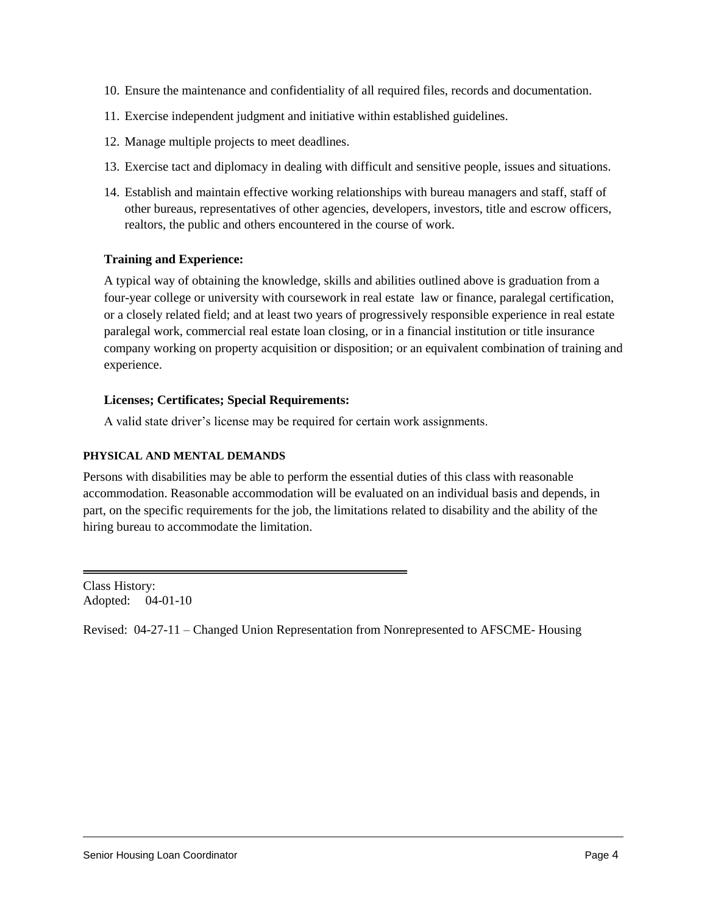10. Ensure the maintenance and confidentiality of all required files, records and documentation.
11. Exercise independent judgment and initiative within established guidelines.
12. Manage multiple projects to meet deadlines.
13. Exercise tact and diplomacy in dealing with difficult and sensitive people, issues and situations.
14. Establish and maintain effective working relationships with bureau managers and staff, staff of other bureaus, representatives of other agencies, developers, investors, title and escrow officers, realtors, the public and others encountered in the course of work.

**Training and Experience:**

A typical way of obtaining the knowledge, skills and abilities outlined above is graduation from a four-year college or university with coursework in real estate law or finance, paralegal certification, or a closely related field; and at least two years of progressively responsible experience in real estate paralegal work, commercial real estate loan closing, or in a financial institution or title insurance company working on property acquisition or disposition; or an equivalent combination of training and experience.

**Licenses; Certificates; Special Requirements:**

A valid state driver's license may be required for certain work assignments.

**PHYSICAL AND MENTAL DEMANDS**

Persons with disabilities may be able to perform the essential duties of this class with reasonable accommodation. Reasonable accommodation will be evaluated on an individual basis and depends, in part, on the specific requirements for the job, the limitations related to disability and the ability of the hiring bureau to accommodate the limitation.

---

Class History:
Adopted: 04-01-10

Revised: 04-27-11 – Changed Union Representation from Nonrepresented to AFSCME- Housing